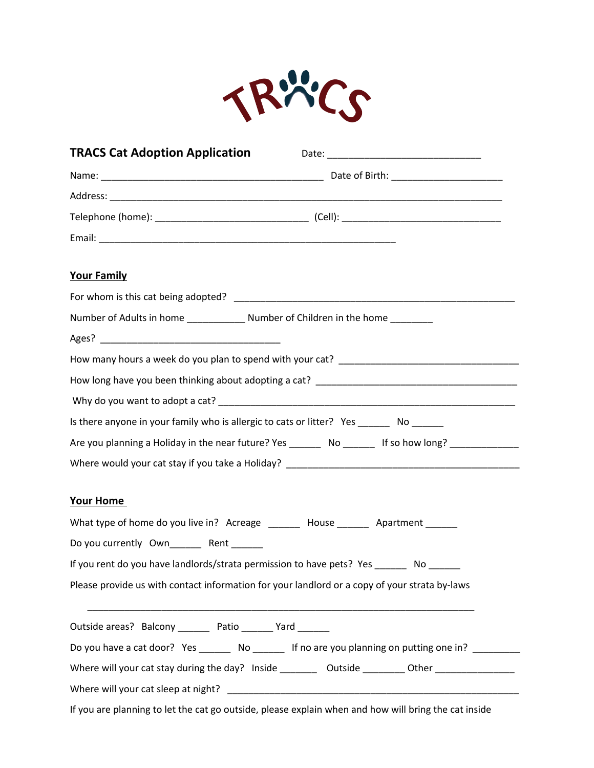TRACS

**TRACS Cat Adoption Application** Date: ____________________________

Name: ________________________________________ Date of Birth: ____________________

Address: ________________________________________________________________________

Telephone (home): ____________________________ (Cell): _____________________________

Email: ______________________________________________________

## Your Family

For whom is this cat being adopted? ___________________________________________________

Number of Adults in home __________ Number of Children in the home ________

Ages? _________________________________

How many hours a week do you plan to spend with your cat? _________________________________

How long have you been thinking about adopting a cat? _____________________________________

Why do you want to adopt a cat? _______________________________________________________

Is there anyone in your family who is allergic to cats or litter? Yes ______ No ______

Are you planning a Holiday in the near future? Yes ______ No ______ If so how long? ____________

Where would your cat stay if you take a Holiday? ___________________________________________

## Your Home

What type of home do you live in? Acreage ______ House ______ Apartment ______

Do you currently Own______ Rent ______

If you rent do you have landlords/strata permission to have pets? Yes ______ No ______

Please provide us with contact information for your landlord or a copy of your strata by-laws

______________________________________________________________________

Outside areas? Balcony ______ Patio ______ Yard ______

Do you have a cat door? Yes ______ No ______ If no are you planning on putting one in? _________

Where will your cat stay during the day? Inside _______ Outside ________ Other _______________

Where will your cat sleep at night? _____________________________________________________

If you are planning to let the cat go outside, please explain when and how will bring the cat inside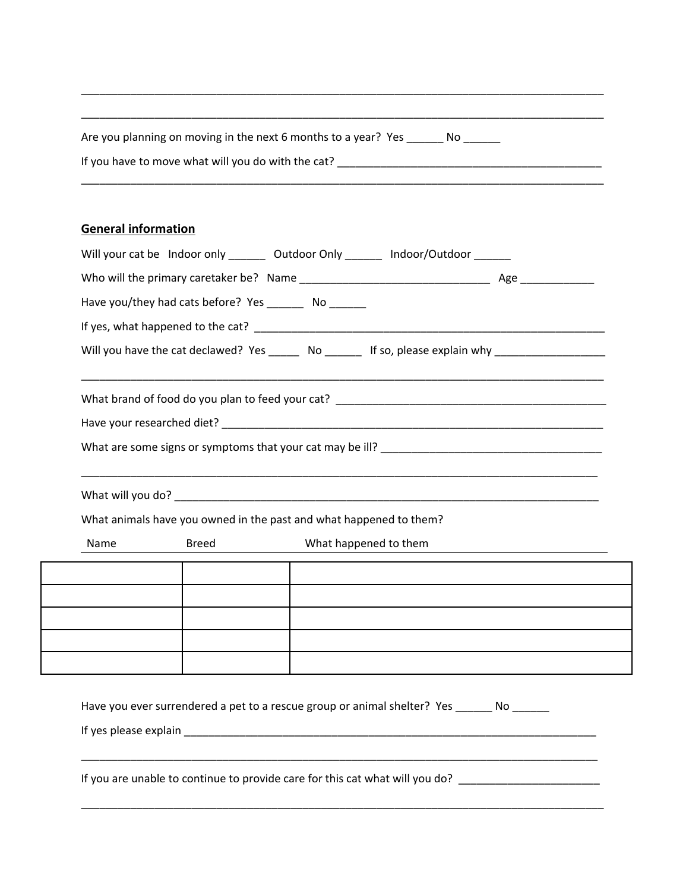\_\_\_\_\_\_\_\_\_\_\_\_\_\_\_\_\_\_\_\_\_\_\_\_\_\_\_\_\_\_\_\_\_\_\_\_\_\_\_\_\_\_\_\_\_\_\_\_\_\_\_\_\_\_\_\_\_\_\_\_\_\_\_\_\_\_\_\_\_\_\_\_\_\_\_\_\_\_\_\_\_\_\_\_\_\_

\_\_\_\_\_\_\_\_\_\_\_\_\_\_\_\_\_\_\_\_\_\_\_\_\_\_\_\_\_\_\_\_\_\_\_\_\_\_\_\_\_\_\_\_\_\_\_\_\_\_\_\_\_\_\_\_\_\_\_\_\_\_\_\_\_\_\_\_\_\_\_\_\_\_\_\_\_\_\_\_\_\_\_\_\_\_

Are you planning on moving in the next 6 months to a year? Yes ______ No ______

If you have to move what will you do with the cat? ____________________________________________

\_\_\_\_\_\_\_\_\_\_\_\_\_\_\_\_\_\_\_\_\_\_\_\_\_\_\_\_\_\_\_\_\_\_\_\_\_\_\_\_\_\_\_\_\_\_\_\_\_\_\_\_\_\_\_\_\_\_\_\_\_\_\_\_\_\_\_\_\_\_\_\_\_\_\_\_\_\_\_\_\_\_\_\_\_\_

## General information

Will your cat be Indoor only ______ Outdoor Only ______ Indoor/Outdoor ______

Who will the primary caretaker be? Name ________________________________ Age ____________

Have you/they had cats before? Yes ______ No ______

If yes, what happened to the cat? ____________________________________________________________

Will you have the cat declawed? Yes _____ No ______ If so, please explain why __________________

\_\_\_\_\_\_\_\_\_\_\_\_\_\_\_\_\_\_\_\_\_\_\_\_\_\_\_\_\_\_\_\_\_\_\_\_\_\_\_\_\_\_\_\_\_\_\_\_\_\_\_\_\_\_\_\_\_\_\_\_\_\_\_\_\_\_\_\_\_\_\_\_\_\_\_\_\_\_\_\_\_\_\_\_\_\_

What brand of food do you plan to feed your cat? _____________________________________________

Have your researched diet? ________________________________________________________________

What are some signs or symptoms that your cat may be ill? ____________________________________

\_\_\_\_\_\_\_\_\_\_\_\_\_\_\_\_\_\_\_\_\_\_\_\_\_\_\_\_\_\_\_\_\_\_\_\_\_\_\_\_\_\_\_\_\_\_\_\_\_\_\_\_\_\_\_\_\_\_\_\_\_\_\_\_\_\_\_\_\_\_\_\_\_\_\_\_\_\_\_\_\_\_\_\_\_\_

What will you do? _________________________________________________________________________

What animals have you owned in the past and what happened to them?

| Name | Breed | What happened to them |
|---|---|---|
| | | |
| | | |
| | | |
| | | |
| | | |

Have you ever surrendered a pet to a rescue group or animal shelter? Yes ______ No ______

If yes please explain _______________________________________________________________________

\_\_\_\_\_\_\_\_\_\_\_\_\_\_\_\_\_\_\_\_\_\_\_\_\_\_\_\_\_\_\_\_\_\_\_\_\_\_\_\_\_\_\_\_\_\_\_\_\_\_\_\_\_\_\_\_\_\_\_\_\_\_\_\_\_\_\_\_\_\_\_\_\_\_\_\_\_\_\_\_\_\_\_\_\_\_

If you are unable to continue to provide care for this cat what will you do? _______________________

\_\_\_\_\_\_\_\_\_\_\_\_\_\_\_\_\_\_\_\_\_\_\_\_\_\_\_\_\_\_\_\_\_\_\_\_\_\_\_\_\_\_\_\_\_\_\_\_\_\_\_\_\_\_\_\_\_\_\_\_\_\_\_\_\_\_\_\_\_\_\_\_\_\_\_\_\_\_\_\_\_\_\_\_\_\_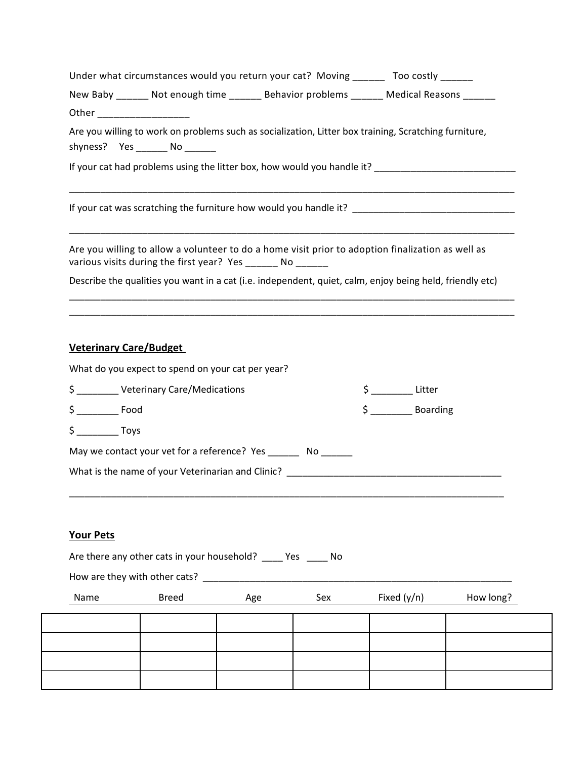Under what circumstances would you return your cat? Moving ______ Too costly ______

New Baby ______ Not enough time ______ Behavior problems ______ Medical Reasons ______

Other _________________

Are you willing to work on problems such as socialization, Litter box training, Scratching furniture, shyness? Yes ______ No ______

If your cat had problems using the litter box, how would you handle it? ___________________________

_________________________________________________________________________________________

If your cat was scratching the furniture how would you handle it? _______________________________

_________________________________________________________________________________________

Are you willing to allow a volunteer to do a home visit prior to adoption finalization as well as various visits during the first year? Yes ______ No ______

Describe the qualities you want in a cat (i.e. independent, quiet, calm, enjoy being held, friendly etc)

_________________________________________________________________________________________

_________________________________________________________________________________________

## Veterinary Care/Budget

What do you expect to spend on your cat per year?

$ ________ Veterinary Care/Medications

$ ________ Food

$ ________ Toys

$ ________ Litter

$ ________ Boarding

May we contact your vet for a reference? Yes ______ No ______

What is the name of your Veterinarian and Clinic? __________________________________________

_________________________________________________________________________________________

## Your Pets

Are there any other cats in your household? ____ Yes ____ No

How are they with other cats? ______________________________________________________________

| Name | Breed | Age | Sex | Fixed (y/n) | How long? |
|---|---|---|---|---|---|
| | | | | | |
| | | | | | |
| | | | | | |
| | | | | | |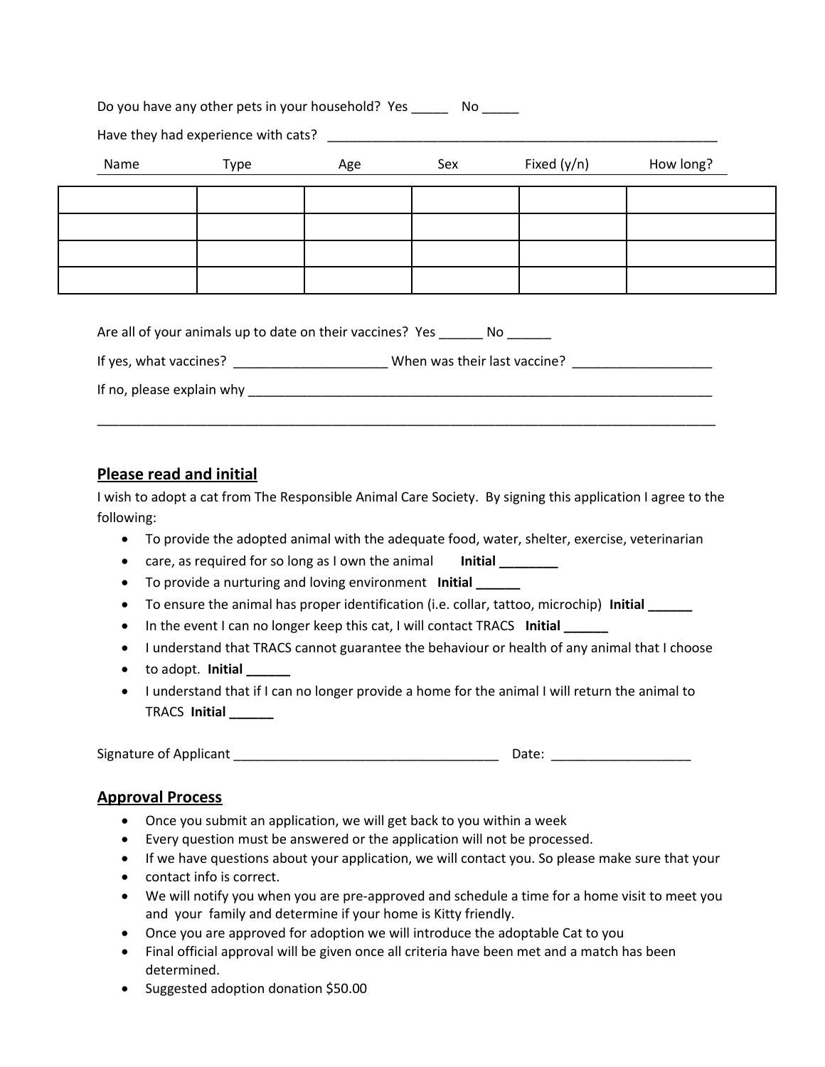Do you have any other pets in your household? Yes _____ No _____

Have they had experience with cats? ________________________________________________________

| Name | Type | Age | Sex | Fixed (y/n) | How long? |
|---|---|---|---|---|---|
| | | | | | |
| | | | | | |
| | | | | | |
| | | | | | |

Are all of your animals up to date on their vaccines? Yes ______ No ______

If yes, what vaccines? _____________________ When was their last vaccine? ___________________

If no, please explain why ___________________________________________________________________

_________________________________________________________________________________________

## Please read and initial

I wish to adopt a cat from The Responsible Animal Care Society. By signing this application I agree to the following:

- To provide the adopted animal with the adequate food, water, shelter, exercise, veterinarian
- care, as required for so long as I own the animal **Initial ________**
- To provide a nurturing and loving environment **Initial ______**
- To ensure the animal has proper identification (i.e. collar, tattoo, microchip) **Initial ______**
- In the event I can no longer keep this cat, I will contact TRACS **Initial ______**
- I understand that TRACS cannot guarantee the behaviour or health of any animal that I choose
- to adopt. **Initial ______**
- I understand that if I can no longer provide a home for the animal I will return the animal to TRACS **Initial ______**

Signature of Applicant _____________________________________ Date: ___________________

## Approval Process

- Once you submit an application, we will get back to you within a week
- Every question must be answered or the application will not be processed.
- If we have questions about your application, we will contact you. So please make sure that your
- contact info is correct.
- We will notify you when you are pre-approved and schedule a time for a home visit to meet you and your family and determine if your home is Kitty friendly.
- Once you are approved for adoption we will introduce the adoptable Cat to you
- Final official approval will be given once all criteria have been met and a match has been determined.
- Suggested adoption donation $50.00